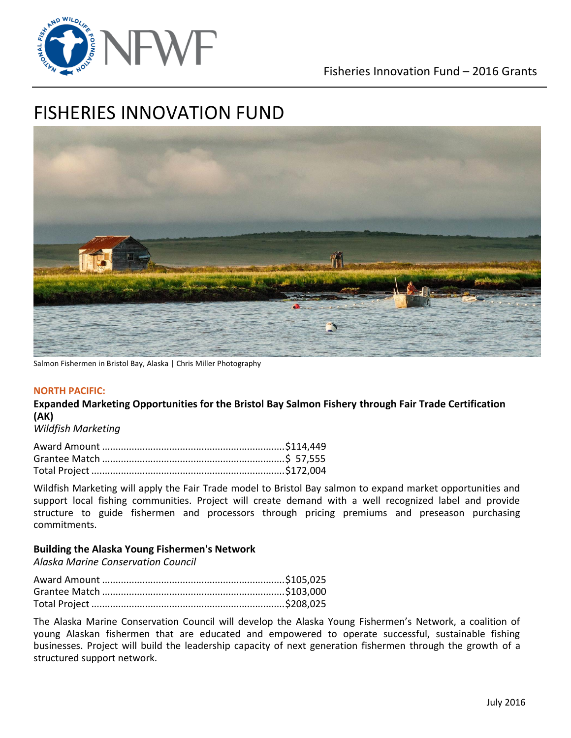# FISHERIES INNOVATION FUND

Salmon Fishermen in Bristol Bay, Alaska | Chris Miller Photography

**NORTH PACIFIC:**

**Expanded Marketing Opportunities for the Bristol Bay Salmon Fishery through Fair Trade Certification (AK)**

*Wildfish Marketing*

Award Amount ....................................................................$114,449
Grantee Match ....................................................................$ 57,555
Total Project .......................................................................$172,004

Wildfish Marketing will apply the Fair Trade model to Bristol Bay salmon to expand market opportunities and support local fishing communities. Project will create demand with a well recognized label and provide structure to guide fishermen and processors through pricing premiums and preseason purchasing commitments.

**Building the Alaska Young Fishermen's Network**

*Alaska Marine Conservation Council*

Award Amount ....................................................................$105,025
Grantee Match ....................................................................$103,000
Total Project .......................................................................$208,025

The Alaska Marine Conservation Council will develop the Alaska Young Fishermen's Network, a coalition of young Alaskan fishermen that are educated and empowered to operate successful, sustainable fishing businesses. Project will build the leadership capacity of next generation fishermen through the growth of a structured support network.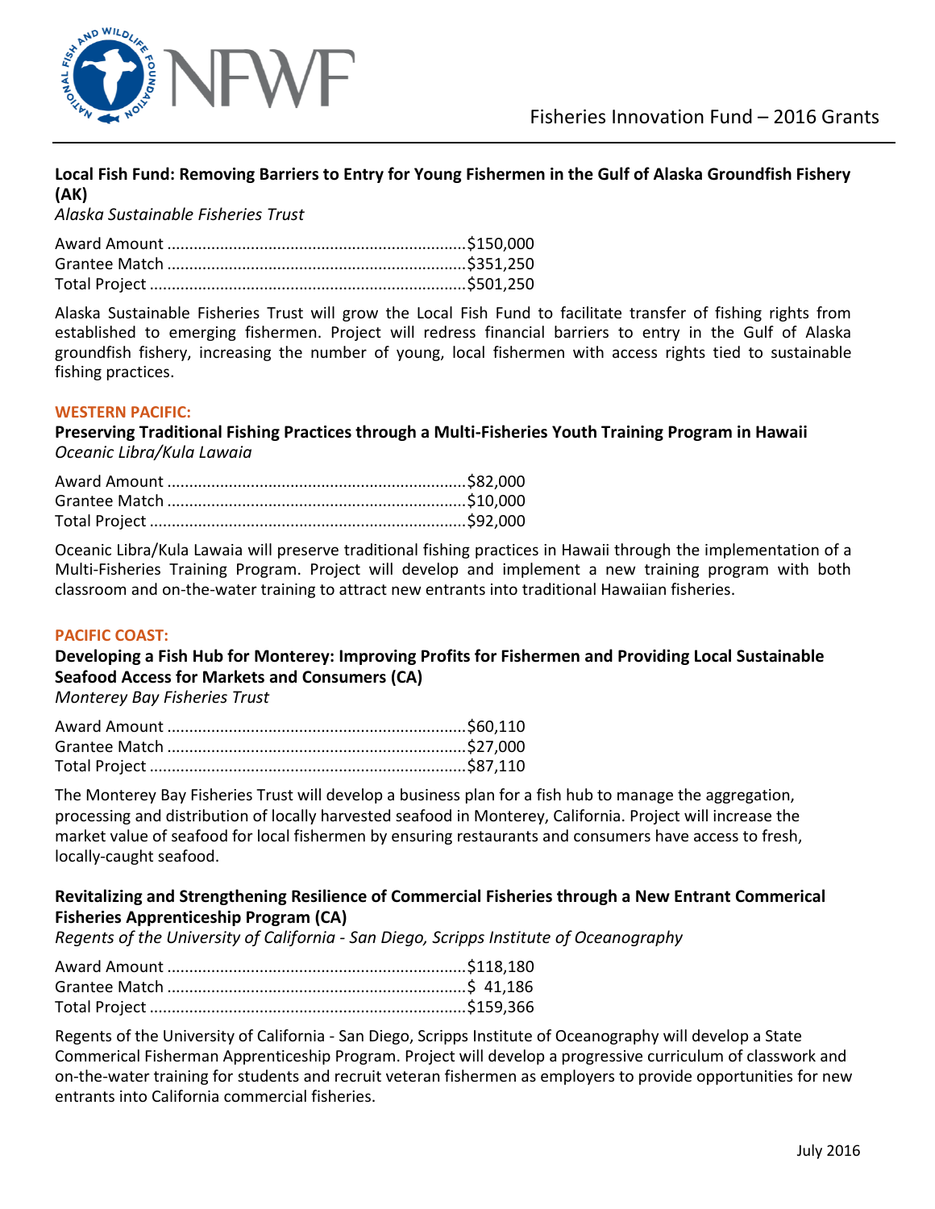**Local Fish Fund: Removing Barriers to Entry for Young Fishermen in the Gulf of Alaska Groundfish Fishery (AK)**
*Alaska Sustainable Fisheries Trust*

Award Amount ....................................................................$150,000
Grantee Match ....................................................................$351,250
Total Project .......................................................................$501,250

Alaska Sustainable Fisheries Trust will grow the Local Fish Fund to facilitate transfer of fishing rights from established to emerging fishermen. Project will redress financial barriers to entry in the Gulf of Alaska groundfish fishery, increasing the number of young, local fishermen with access rights tied to sustainable fishing practices.

**WESTERN PACIFIC:**

**Preserving Traditional Fishing Practices through a Multi-Fisheries Youth Training Program in Hawaii**
*Oceanic Libra/Kula Lawaia*

Award Amount ....................................................................$82,000
Grantee Match ....................................................................$10,000
Total Project .......................................................................$92,000

Oceanic Libra/Kula Lawaia will preserve traditional fishing practices in Hawaii through the implementation of a Multi-Fisheries Training Program. Project will develop and implement a new training program with both classroom and on-the-water training to attract new entrants into traditional Hawaiian fisheries.

**PACIFIC COAST:**

**Developing a Fish Hub for Monterey: Improving Profits for Fishermen and Providing Local Sustainable Seafood Access for Markets and Consumers (CA)**
*Monterey Bay Fisheries Trust*

Award Amount ....................................................................$60,110
Grantee Match ....................................................................$27,000
Total Project .......................................................................$87,110

The Monterey Bay Fisheries Trust will develop a business plan for a fish hub to manage the aggregation, processing and distribution of locally harvested seafood in Monterey, California. Project will increase the market value of seafood for local fishermen by ensuring restaurants and consumers have access to fresh, locally-caught seafood.

**Revitalizing and Strengthening Resilience of Commercial Fisheries through a New Entrant Commerical Fisheries Apprenticeship Program (CA)**
*Regents of the University of California - San Diego, Scripps Institute of Oceanography*

Award Amount ....................................................................$118,180
Grantee Match ....................................................................$ 41,186
Total Project .......................................................................$159,366

Regents of the University of California - San Diego, Scripps Institute of Oceanography will develop a State Commerical Fisherman Apprenticeship Program. Project will develop a progressive curriculum of classwork and on-the-water training for students and recruit veteran fishermen as employers to provide opportunities for new entrants into California commercial fisheries.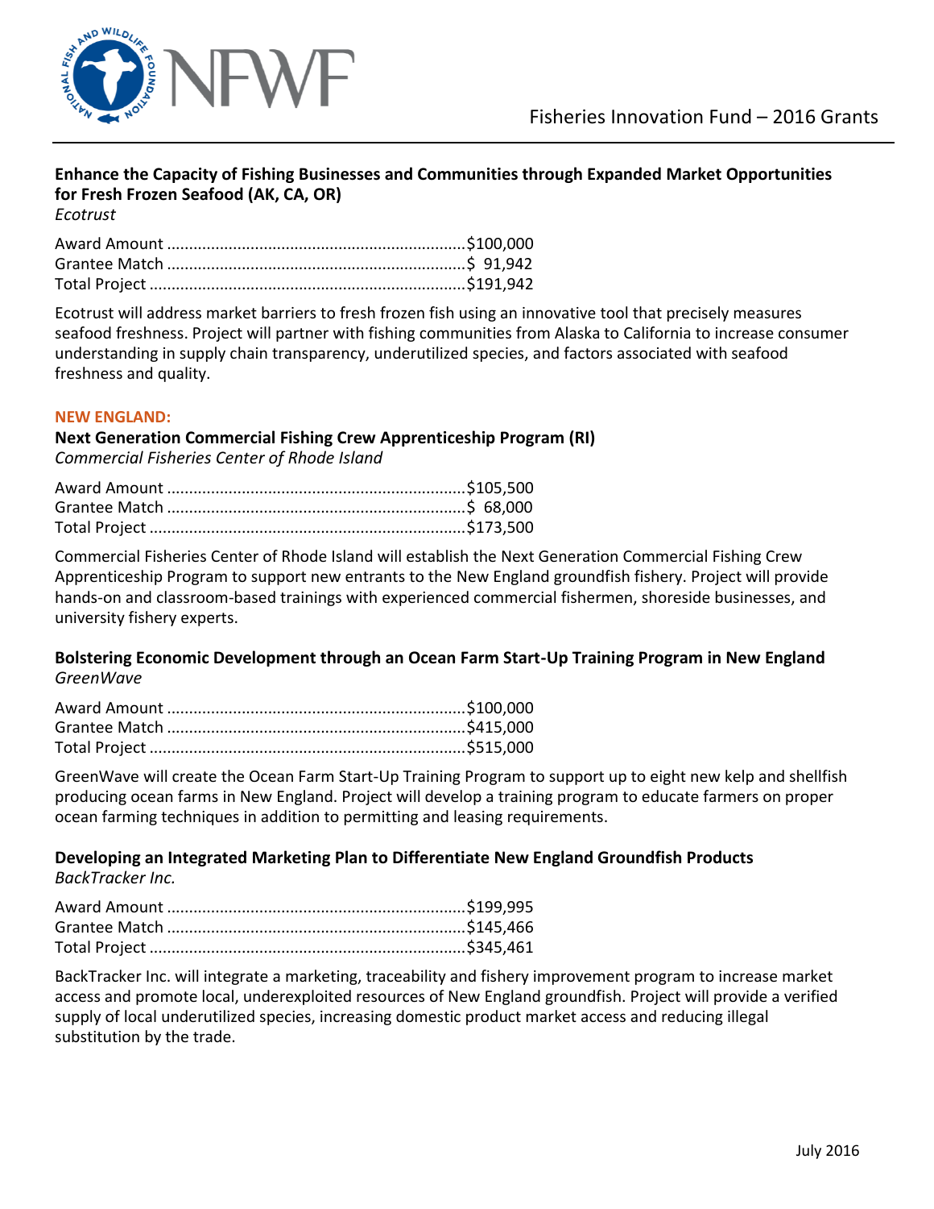**Enhance the Capacity of Fishing Businesses and Communities through Expanded Market Opportunities for Fresh Frozen Seafood (AK, CA, OR)**
*Ecotrust*

Award Amount ....................................................................$100,000
Grantee Match ...................................................................$ 91,942
Total Project .......................................................................$191,942

Ecotrust will address market barriers to fresh frozen fish using an innovative tool that precisely measures seafood freshness. Project will partner with fishing communities from Alaska to California to increase consumer understanding in supply chain transparency, underutilized species, and factors associated with seafood freshness and quality.

**NEW ENGLAND:**

**Next Generation Commercial Fishing Crew Apprenticeship Program (RI)**
*Commercial Fisheries Center of Rhode Island*

Award Amount ....................................................................$105,500
Grantee Match ...................................................................$ 68,000
Total Project .......................................................................$173,500

Commercial Fisheries Center of Rhode Island will establish the Next Generation Commercial Fishing Crew Apprenticeship Program to support new entrants to the New England groundfish fishery. Project will provide hands-on and classroom-based trainings with experienced commercial fishermen, shoreside businesses, and university fishery experts.

**Bolstering Economic Development through an Ocean Farm Start-Up Training Program in New England**
*GreenWave*

Award Amount ....................................................................$100,000
Grantee Match ...................................................................$415,000
Total Project .......................................................................$515,000

GreenWave will create the Ocean Farm Start-Up Training Program to support up to eight new kelp and shellfish producing ocean farms in New England. Project will develop a training program to educate farmers on proper ocean farming techniques in addition to permitting and leasing requirements.

**Developing an Integrated Marketing Plan to Differentiate New England Groundfish Products**
*BackTracker Inc.*

Award Amount ....................................................................$199,995
Grantee Match ...................................................................$145,466
Total Project .......................................................................$345,461

BackTracker Inc. will integrate a marketing, traceability and fishery improvement program to increase market access and promote local, underexploited resources of New England groundfish. Project will provide a verified supply of local underutilized species, increasing domestic product market access and reducing illegal substitution by the trade.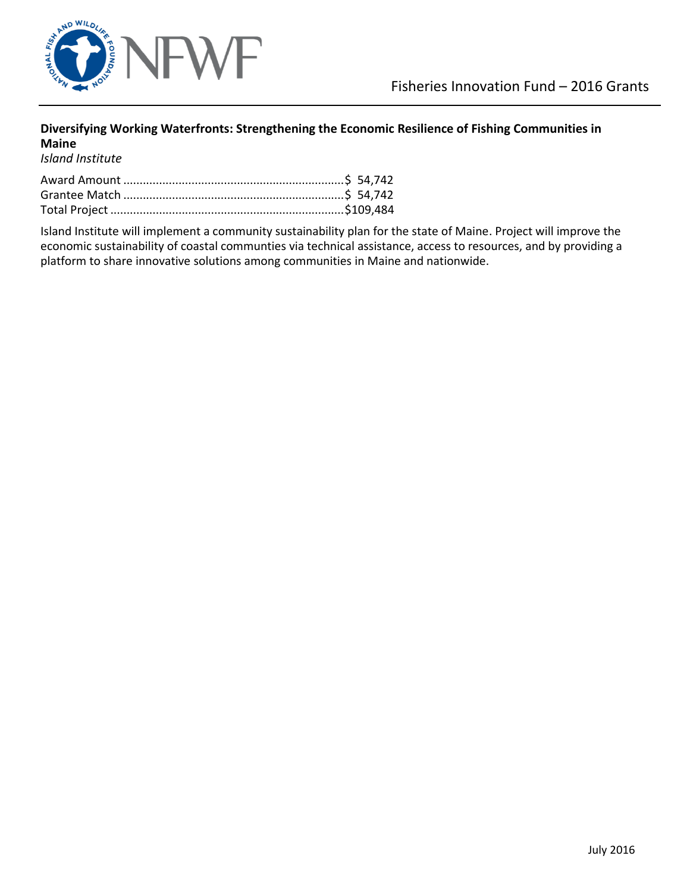**Diversifying Working Waterfronts: Strengthening the Economic Resilience of Fishing Communities in Maine**
*Island Institute*

Award Amount ....................................................................$ 54,742
Grantee Match ....................................................................$ 54,742
Total Project .......................................................................$109,484

Island Institute will implement a community sustainability plan for the state of Maine. Project will improve the economic sustainability of coastal communties via technical assistance, access to resources, and by providing a platform to share innovative solutions among communities in Maine and nationwide.